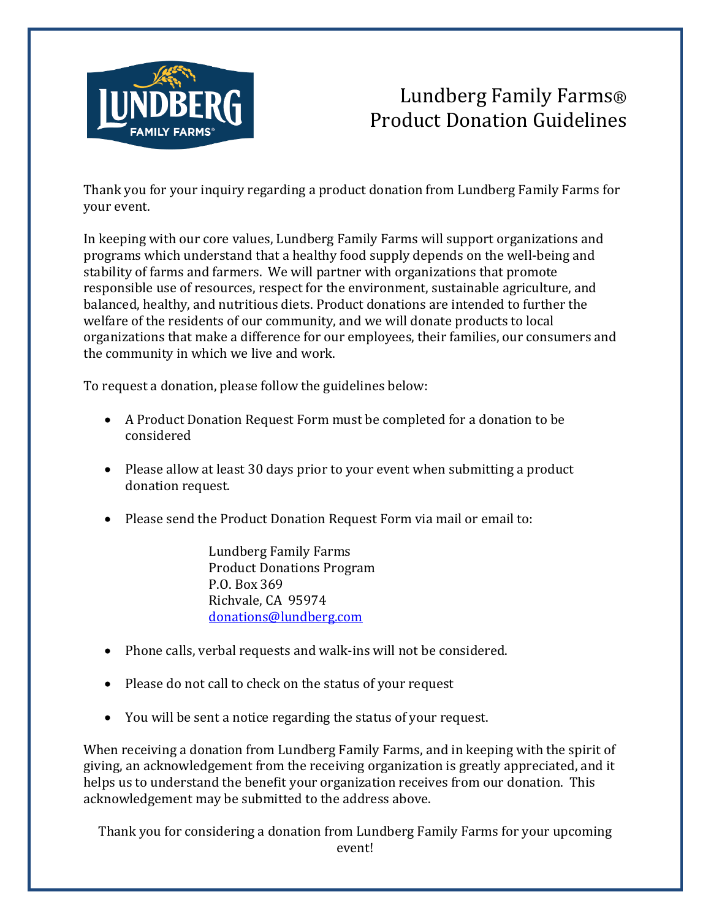# Lundberg Family Farms®
# Product Donation Guidelines

Thank you for your inquiry regarding a product donation from Lundberg Family Farms for your event.

In keeping with our core values, Lundberg Family Farms will support organizations and programs which understand that a healthy food supply depends on the well-being and stability of farms and farmers. We will partner with organizations that promote responsible use of resources, respect for the environment, sustainable agriculture, and balanced, healthy, and nutritious diets. Product donations are intended to further the welfare of the residents of our community, and we will donate products to local organizations that make a difference for our employees, their families, our consumers and the community in which we live and work.

To request a donation, please follow the guidelines below:

- A Product Donation Request Form must be completed for a donation to be considered
- Please allow at least 30 days prior to your event when submitting a product donation request.
- Please send the Product Donation Request Form via mail or email to:

  Lundberg Family Farms
  Product Donations Program
  P.O. Box 369
  Richvale, CA 95974
  donations@lundberg.com

- Phone calls, verbal requests and walk-ins will not be considered.
- Please do not call to check on the status of your request
- You will be sent a notice regarding the status of your request.

When receiving a donation from Lundberg Family Farms, and in keeping with the spirit of giving, an acknowledgement from the receiving organization is greatly appreciated, and it helps us to understand the benefit your organization receives from our donation. This acknowledgement may be submitted to the address above.

Thank you for considering a donation from Lundberg Family Farms for your upcoming event!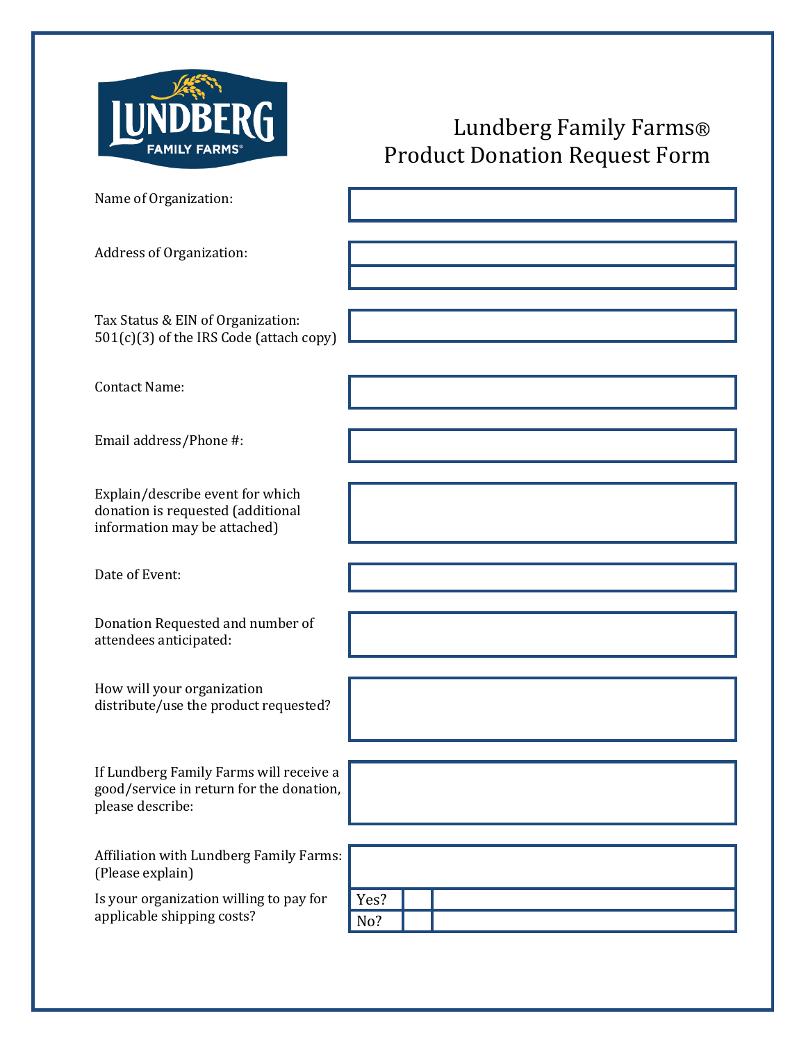# Lundberg Family Farms®
# Product Donation Request Form

| | |
|---|---|
| Name of Organization: | |
| Address of Organization: | |
| | |
| Tax Status & EIN of Organization: 501(c)(3) of the IRS Code (attach copy) | |
| Contact Name: | |
| Email address/Phone #: | |
| Explain/describe event for which donation is requested (additional information may be attached) | |
| Date of Event: | |
| Donation Requested and number of attendees anticipated: | |
| How will your organization distribute/use the product requested? | |
| If Lundberg Family Farms will receive a good/service in return for the donation, please describe: | |
| Affiliation with Lundberg Family Farms: (Please explain) | |

| | | | |
|---|---|---|---|
| Is your organization willing to pay for applicable shipping costs? | Yes? | | |
| | No? | | |